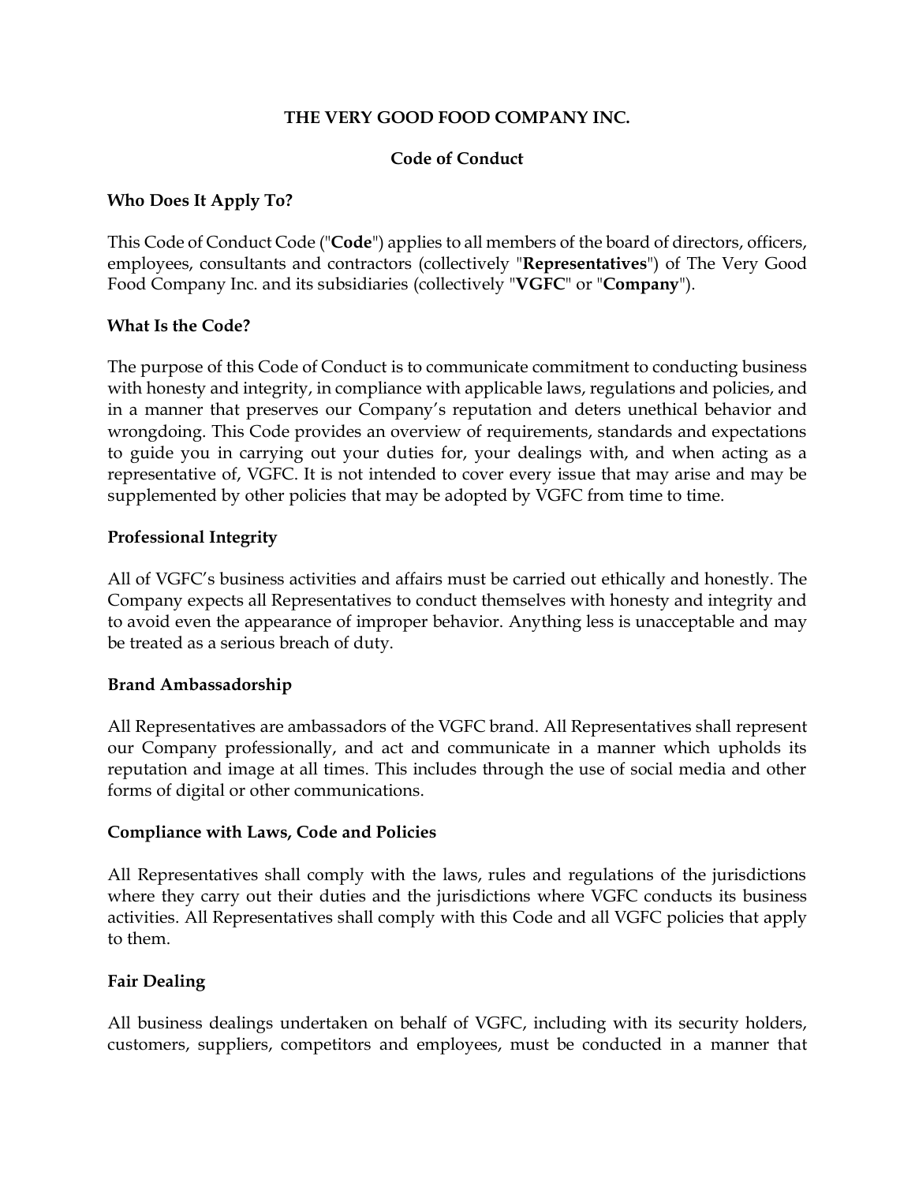# THE VERY GOOD FOOD COMPANY INC.

## Code of Conduct

### Who Does It Apply To?

This Code of Conduct Code ("**Code**") applies to all members of the board of directors, officers, employees, consultants and contractors (collectively "**Representatives**") of The Very Good Food Company Inc. and its subsidiaries (collectively "**VGFC**" or "**Company**").

### What Is the Code?

The purpose of this Code of Conduct is to communicate commitment to conducting business with honesty and integrity, in compliance with applicable laws, regulations and policies, and in a manner that preserves our Company's reputation and deters unethical behavior and wrongdoing. This Code provides an overview of requirements, standards and expectations to guide you in carrying out your duties for, your dealings with, and when acting as a representative of, VGFC. It is not intended to cover every issue that may arise and may be supplemented by other policies that may be adopted by VGFC from time to time.

### Professional Integrity

All of VGFC's business activities and affairs must be carried out ethically and honestly. The Company expects all Representatives to conduct themselves with honesty and integrity and to avoid even the appearance of improper behavior. Anything less is unacceptable and may be treated as a serious breach of duty.

### Brand Ambassadorship

All Representatives are ambassadors of the VGFC brand. All Representatives shall represent our Company professionally, and act and communicate in a manner which upholds its reputation and image at all times. This includes through the use of social media and other forms of digital or other communications.

### Compliance with Laws, Code and Policies

All Representatives shall comply with the laws, rules and regulations of the jurisdictions where they carry out their duties and the jurisdictions where VGFC conducts its business activities. All Representatives shall comply with this Code and all VGFC policies that apply to them.

### Fair Dealing

All business dealings undertaken on behalf of VGFC, including with its security holders, customers, suppliers, competitors and employees, must be conducted in a manner that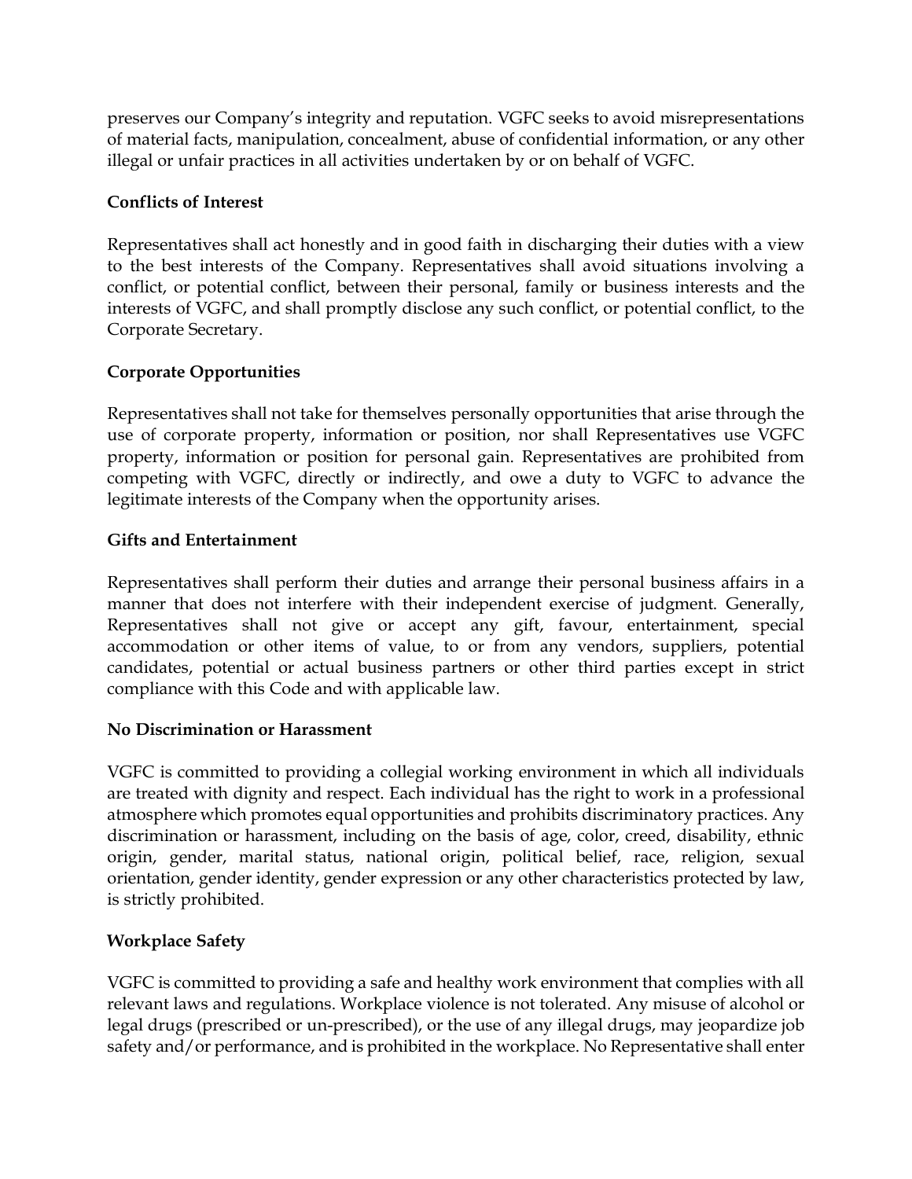preserves our Company's integrity and reputation. VGFC seeks to avoid misrepresentations of material facts, manipulation, concealment, abuse of confidential information, or any other illegal or unfair practices in all activities undertaken by or on behalf of VGFC.

**Conflicts of Interest**

Representatives shall act honestly and in good faith in discharging their duties with a view to the best interests of the Company. Representatives shall avoid situations involving a conflict, or potential conflict, between their personal, family or business interests and the interests of VGFC, and shall promptly disclose any such conflict, or potential conflict, to the Corporate Secretary.

**Corporate Opportunities**

Representatives shall not take for themselves personally opportunities that arise through the use of corporate property, information or position, nor shall Representatives use VGFC property, information or position for personal gain. Representatives are prohibited from competing with VGFC, directly or indirectly, and owe a duty to VGFC to advance the legitimate interests of the Company when the opportunity arises.

**Gifts and Entertainment**

Representatives shall perform their duties and arrange their personal business affairs in a manner that does not interfere with their independent exercise of judgment. Generally, Representatives shall not give or accept any gift, favour, entertainment, special accommodation or other items of value, to or from any vendors, suppliers, potential candidates, potential or actual business partners or other third parties except in strict compliance with this Code and with applicable law.

**No Discrimination or Harassment**

VGFC is committed to providing a collegial working environment in which all individuals are treated with dignity and respect. Each individual has the right to work in a professional atmosphere which promotes equal opportunities and prohibits discriminatory practices. Any discrimination or harassment, including on the basis of age, color, creed, disability, ethnic origin, gender, marital status, national origin, political belief, race, religion, sexual orientation, gender identity, gender expression or any other characteristics protected by law, is strictly prohibited.

**Workplace Safety**

VGFC is committed to providing a safe and healthy work environment that complies with all relevant laws and regulations. Workplace violence is not tolerated. Any misuse of alcohol or legal drugs (prescribed or un-prescribed), or the use of any illegal drugs, may jeopardize job safety and/or performance, and is prohibited in the workplace. No Representative shall enter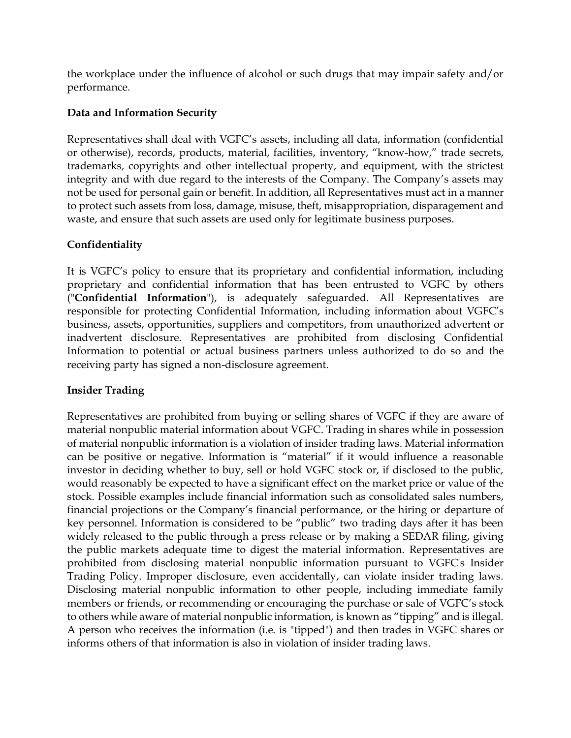the workplace under the influence of alcohol or such drugs that may impair safety and/or performance.

**Data and Information Security**

Representatives shall deal with VGFC's assets, including all data, information (confidential or otherwise), records, products, material, facilities, inventory, "know-how," trade secrets, trademarks, copyrights and other intellectual property, and equipment, with the strictest integrity and with due regard to the interests of the Company. The Company's assets may not be used for personal gain or benefit. In addition, all Representatives must act in a manner to protect such assets from loss, damage, misuse, theft, misappropriation, disparagement and waste, and ensure that such assets are used only for legitimate business purposes.

**Confidentiality**

It is VGFC's policy to ensure that its proprietary and confidential information, including proprietary and confidential information that has been entrusted to VGFC by others ("**Confidential Information**"), is adequately safeguarded. All Representatives are responsible for protecting Confidential Information, including information about VGFC's business, assets, opportunities, suppliers and competitors, from unauthorized advertent or inadvertent disclosure. Representatives are prohibited from disclosing Confidential Information to potential or actual business partners unless authorized to do so and the receiving party has signed a non-disclosure agreement.

**Insider Trading**

Representatives are prohibited from buying or selling shares of VGFC if they are aware of material nonpublic material information about VGFC. Trading in shares while in possession of material nonpublic information is a violation of insider trading laws. Material information can be positive or negative. Information is "material" if it would influence a reasonable investor in deciding whether to buy, sell or hold VGFC stock or, if disclosed to the public, would reasonably be expected to have a significant effect on the market price or value of the stock. Possible examples include financial information such as consolidated sales numbers, financial projections or the Company's financial performance, or the hiring or departure of key personnel. Information is considered to be "public" two trading days after it has been widely released to the public through a press release or by making a SEDAR filing, giving the public markets adequate time to digest the material information. Representatives are prohibited from disclosing material nonpublic information pursuant to VGFC's Insider Trading Policy. Improper disclosure, even accidentally, can violate insider trading laws. Disclosing material nonpublic information to other people, including immediate family members or friends, or recommending or encouraging the purchase or sale of VGFC's stock to others while aware of material nonpublic information, is known as "tipping" and is illegal. A person who receives the information (i.e. is "tipped") and then trades in VGFC shares or informs others of that information is also in violation of insider trading laws.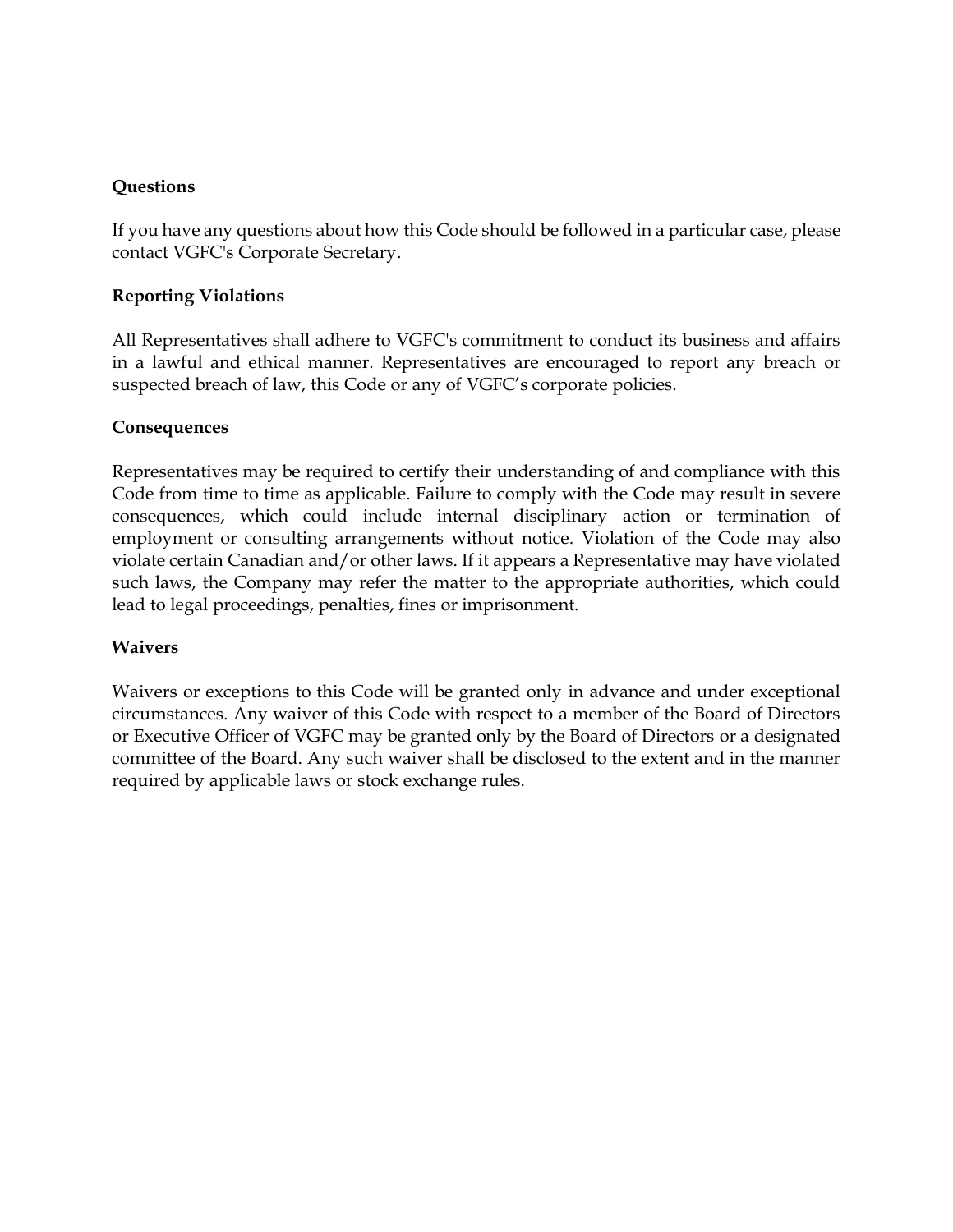**Questions**

If you have any questions about how this Code should be followed in a particular case, please contact VGFC's Corporate Secretary.

**Reporting Violations**

All Representatives shall adhere to VGFC's commitment to conduct its business and affairs in a lawful and ethical manner. Representatives are encouraged to report any breach or suspected breach of law, this Code or any of VGFC's corporate policies.

**Consequences**

Representatives may be required to certify their understanding of and compliance with this Code from time to time as applicable. Failure to comply with the Code may result in severe consequences, which could include internal disciplinary action or termination of employment or consulting arrangements without notice. Violation of the Code may also violate certain Canadian and/or other laws. If it appears a Representative may have violated such laws, the Company may refer the matter to the appropriate authorities, which could lead to legal proceedings, penalties, fines or imprisonment.

**Waivers**

Waivers or exceptions to this Code will be granted only in advance and under exceptional circumstances. Any waiver of this Code with respect to a member of the Board of Directors or Executive Officer of VGFC may be granted only by the Board of Directors or a designated committee of the Board. Any such waiver shall be disclosed to the extent and in the manner required by applicable laws or stock exchange rules.